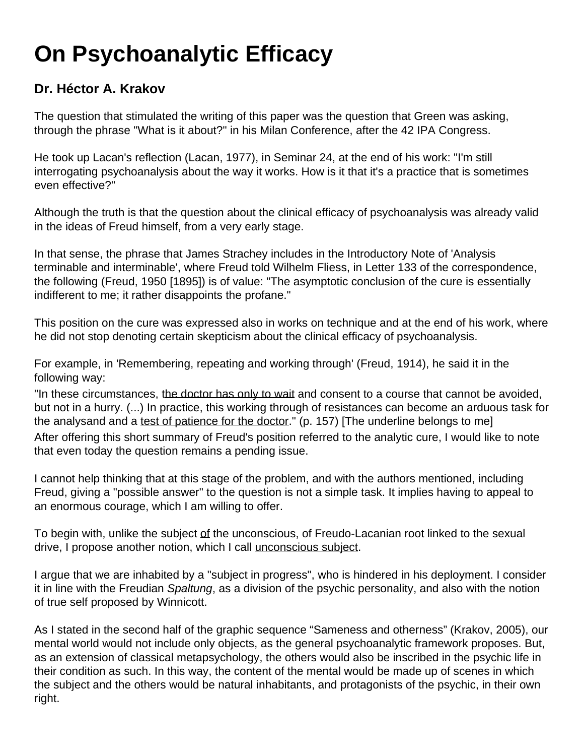# On Psychoanalytic Efficacy

## Dr. Héctor A. Krakov

The question that stimulated the writing of this paper was the question that Green was asking, through the phrase "What is it about?" in his Milan Conference, after the 42 IPA Congress.

He took up Lacan's reflection (Lacan, 1977), in Seminar 24, at the end of his work: "I'm still interrogating psychoanalysis about the way it works. How is it that it's a practice that is sometimes even effective?"

Although the truth is that the question about the clinical efficacy of psychoanalysis was already valid in the ideas of Freud himself, from a very early stage.

In that sense, the phrase that James Strachey includes in the Introductory Note of 'Analysis terminable and interminable', where Freud told Wilhelm Fliess, in Letter 133 of the correspondence, the following (Freud, 1950 [1895]) is of value: "The asymptotic conclusion of the cure is essentially indifferent to me; it rather disappoints the profane."

This position on the cure was expressed also in works on technique and at the end of his work, where he did not stop denoting certain skepticism about the clinical efficacy of psychoanalysis.

For example, in 'Remembering, repeating and working through' (Freud, 1914), he said it in the following way:

"In these circumstances, <u>the doctor has only to wait</u> and consent to a course that cannot be avoided, but not in a hurry. (...) In practice, this working through of resistances can become an arduous task for the analysand and a <u>test of patience for the doctor</u>." (p. 157) [The underline belongs to me]

After offering this short summary of Freud's position referred to the analytic cure, I would like to note that even today the question remains a pending issue.

I cannot help thinking that at this stage of the problem, and with the authors mentioned, including Freud, giving a "possible answer" to the question is not a simple task. It implies having to appeal to an enormous courage, which I am willing to offer.

To begin with, unlike the subject <u>of</u> the unconscious, of Freudo-Lacanian root linked to the sexual drive, I propose another notion, which I call <u>unconscious subject</u>.

I argue that we are inhabited by a "subject in progress", who is hindered in his deployment. I consider it in line with the Freudian *Spaltung*, as a division of the psychic personality, and also with the notion of true self proposed by Winnicott.

As I stated in the second half of the graphic sequence "Sameness and otherness" (Krakov, 2005), our mental world would not include only objects, as the general psychoanalytic framework proposes. But, as an extension of classical metapsychology, the others would also be inscribed in the psychic life in their condition as such. In this way, the content of the mental would be made up of scenes in which the subject and the others would be natural inhabitants, and protagonists of the psychic, in their own right.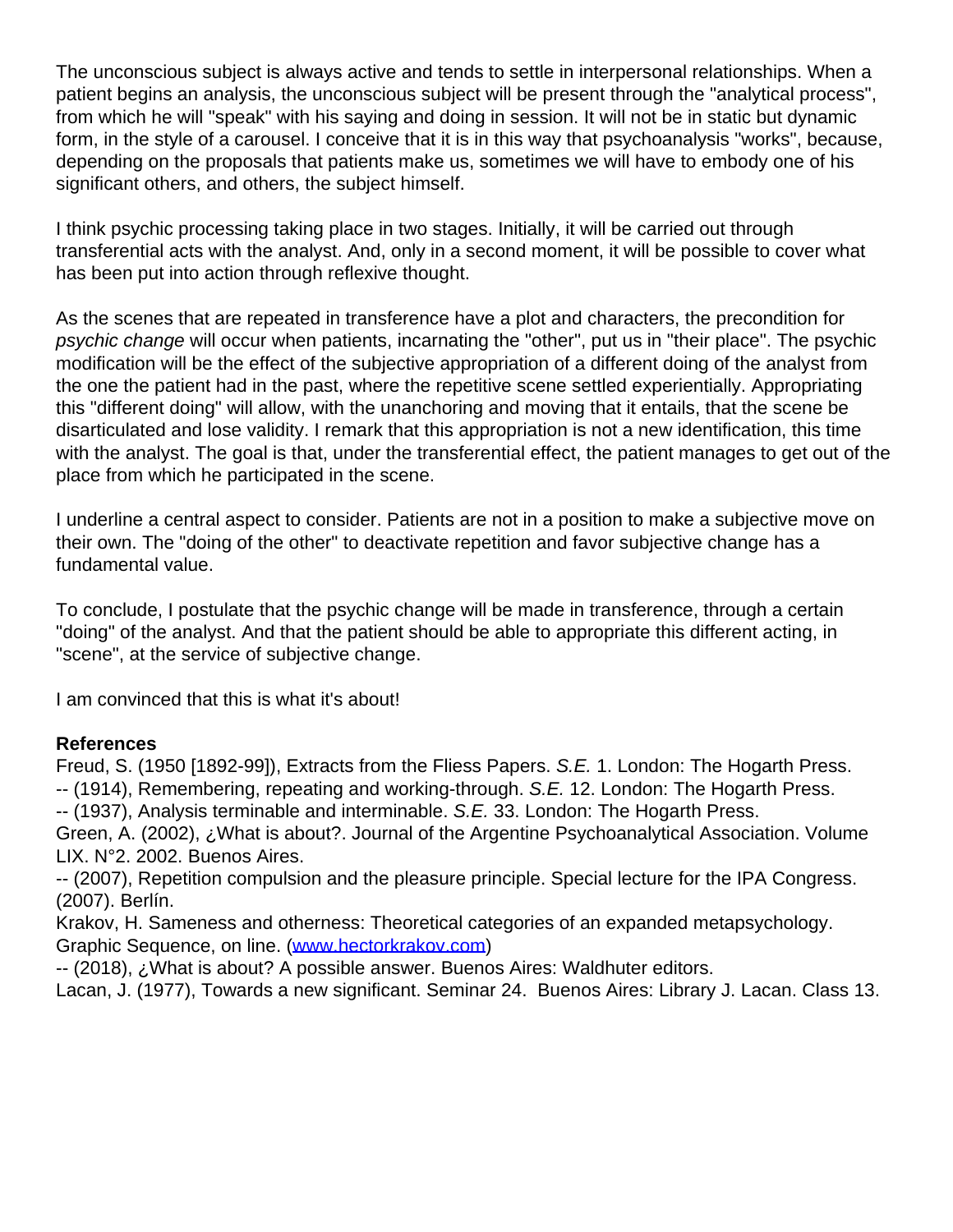The unconscious subject is always active and tends to settle in interpersonal relationships. When a patient begins an analysis, the unconscious subject will be present through the "analytical process", from which he will "speak" with his saying and doing in session. It will not be in static but dynamic form, in the style of a carousel. I conceive that it is in this way that psychoanalysis "works", because, depending on the proposals that patients make us, sometimes we will have to embody one of his significant others, and others, the subject himself.

I think psychic processing taking place in two stages. Initially, it will be carried out through transferential acts with the analyst. And, only in a second moment, it will be possible to cover what has been put into action through reflexive thought.

As the scenes that are repeated in transference have a plot and characters, the precondition for *psychic change* will occur when patients, incarnating the "other", put us in "their place". The psychic modification will be the effect of the subjective appropriation of a different doing of the analyst from the one the patient had in the past, where the repetitive scene settled experientially. Appropriating this "different doing" will allow, with the unanchoring and moving that it entails, that the scene be disarticulated and lose validity. I remark that this appropriation is not a new identification, this time with the analyst. The goal is that, under the transferential effect, the patient manages to get out of the place from which he participated in the scene.

I underline a central aspect to consider. Patients are not in a position to make a subjective move on their own. The "doing of the other" to deactivate repetition and favor subjective change has a fundamental value.

To conclude, I postulate that the psychic change will be made in transference, through a certain "doing" of the analyst. And that the patient should be able to appropriate this different acting, in "scene", at the service of subjective change.

I am convinced that this is what it's about!

**References**

Freud, S. (1950 [1892-99]), Extracts from the Fliess Papers. *S.E.* 1. London: The Hogarth Press.
-- (1914), Remembering, repeating and working-through. *S.E.* 12. London: The Hogarth Press.
-- (1937), Analysis terminable and interminable. *S.E.* 33. London: The Hogarth Press.
Green, A. (2002), ¿What is about?. Journal of the Argentine Psychoanalytical Association. Volume LIX. N°2. 2002. Buenos Aires.
-- (2007), Repetition compulsion and the pleasure principle. Special lecture for the IPA Congress. (2007). Berlín.
Krakov, H. Sameness and otherness: Theoretical categories of an expanded metapsychology. Graphic Sequence, on line. (www.hectorkrakov.com)
-- (2018), ¿What is about? A possible answer. Buenos Aires: Waldhuter editors.
Lacan, J. (1977), Towards a new significant. Seminar 24. Buenos Aires: Library J. Lacan. Class 13.